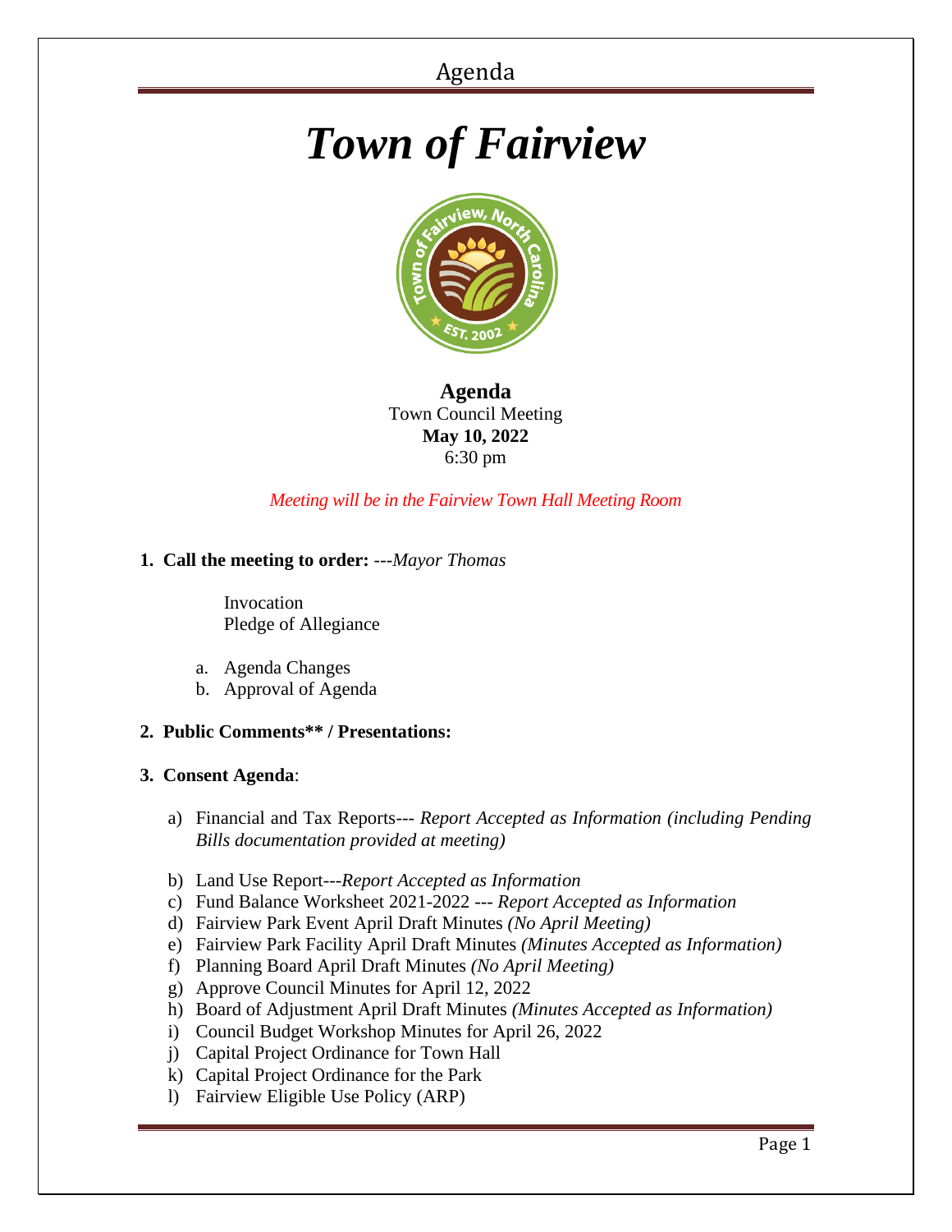# *Town of Fairview*

**Agenda**
Town Council Meeting
**May 10, 2022**
6:30 pm

*Meeting will be in the Fairview Town Hall Meeting Room*

1. **Call the meeting to order:** ---*Mayor Thomas*

   Invocation
   Pledge of Allegiance

   a. Agenda Changes
   b. Approval of Agenda

2. **Public Comments\*\* / Presentations:**

3. **Consent Agenda**:

   a) Financial and Tax Reports--- *Report Accepted as Information (including Pending Bills documentation provided at meeting)*

   b) Land Use Report---*Report Accepted as Information*
   c) Fund Balance Worksheet 2021-2022 --- *Report Accepted as Information*
   d) Fairview Park Event April Draft Minutes *(No April Meeting)*
   e) Fairview Park Facility April Draft Minutes *(Minutes Accepted as Information)*
   f) Planning Board April Draft Minutes *(No April Meeting)*
   g) Approve Council Minutes for April 12, 2022
   h) Board of Adjustment April Draft Minutes *(Minutes Accepted as Information)*
   i) Council Budget Workshop Minutes for April 26, 2022
   j) Capital Project Ordinance for Town Hall
   k) Capital Project Ordinance for the Park
   l) Fairview Eligible Use Policy (ARP)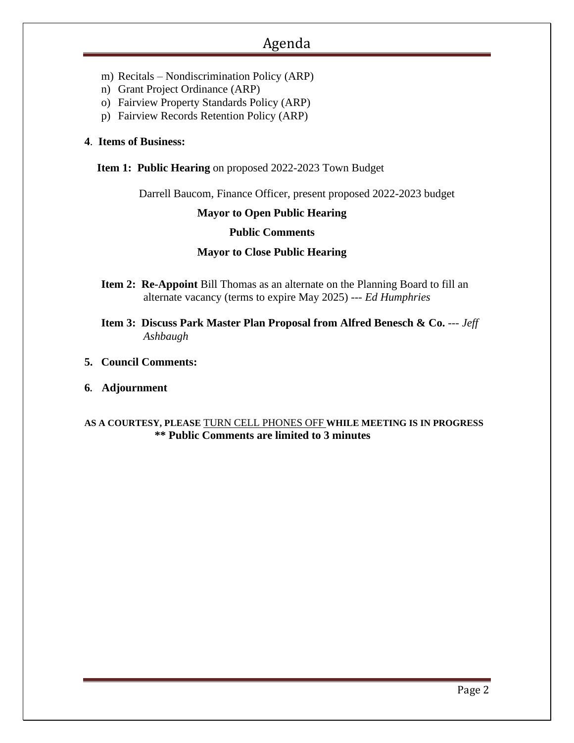# Agenda

m) Recitals – Nondiscrimination Policy (ARP)
n) Grant Project Ordinance (ARP)
o) Fairview Property Standards Policy (ARP)
p) Fairview Records Retention Policy (ARP)

**4. Items of Business:**

**Item 1: Public Hearing** on proposed 2022-2023 Town Budget

Darrell Baucom, Finance Officer, present proposed 2022-2023 budget

**Mayor to Open Public Hearing**

**Public Comments**

**Mayor to Close Public Hearing**

**Item 2: Re-Appoint** Bill Thomas as an alternate on the Planning Board to fill an alternate vacancy (terms to expire May 2025) --- *Ed Humphries*

**Item 3: Discuss Park Master Plan Proposal from Alfred Benesch & Co.** --- *Jeff Ashbaugh*

**5. Council Comments:**

**6. Adjournment**

**AS A COURTESY, PLEASE** TURN CELL PHONES OFF **WHILE MEETING IS IN PROGRESS**
**\*\* Public Comments are limited to 3 minutes**